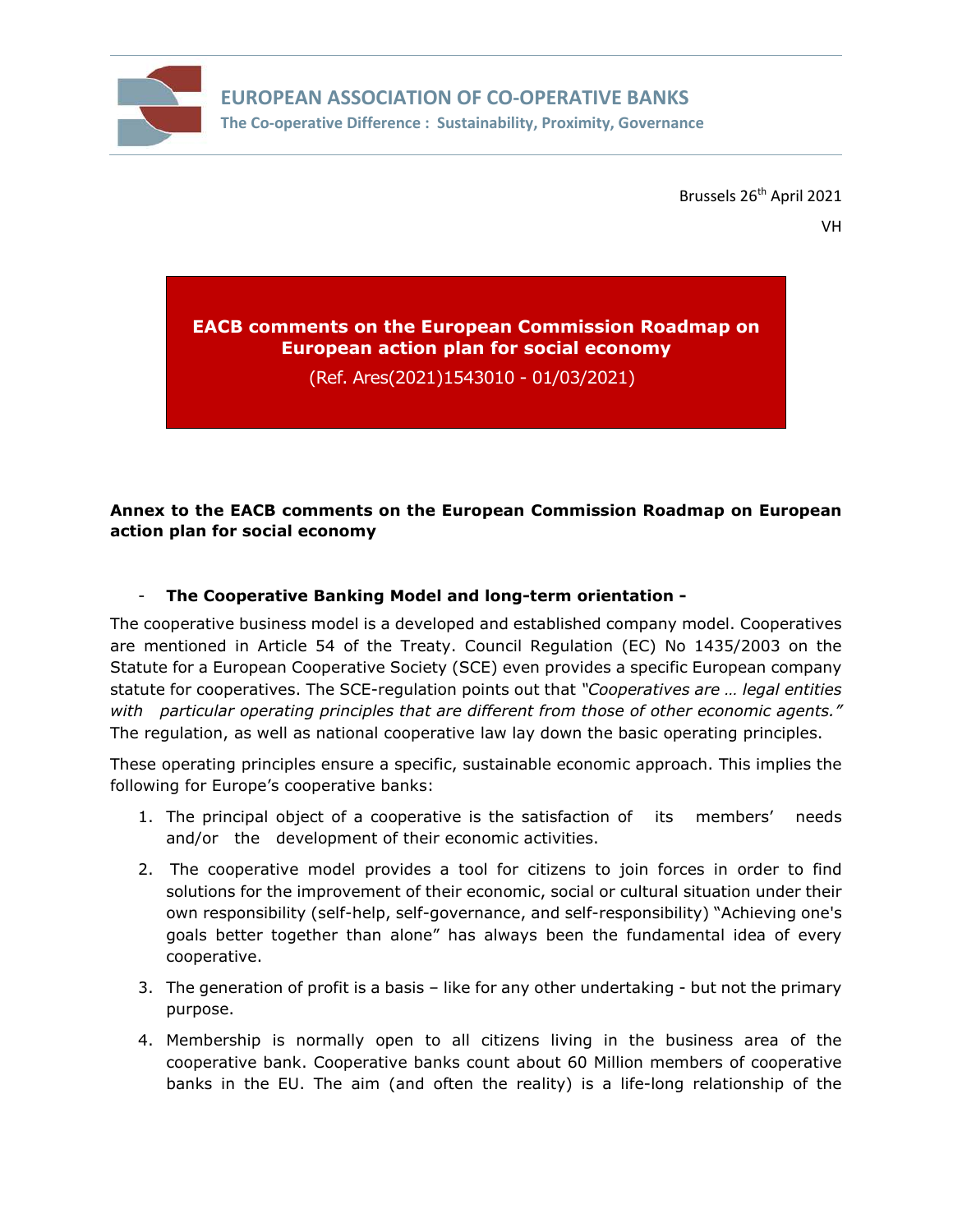**EUROPEAN ASSOCIATION OF CO-OPERATIVE BANKS**
**The Co-operative Difference : Sustainability, Proximity, Governance**

Brussels 26th April 2021

VH

# EACB comments on the European Commission Roadmap on European action plan for social economy

(Ref. Ares(2021)1543010 - 01/03/2021)

## Annex to the EACB comments on the European Commission Roadmap on European action plan for social economy

- **The Cooperative Banking Model and long-term orientation -**

The cooperative business model is a developed and established company model. Cooperatives are mentioned in Article 54 of the Treaty. Council Regulation (EC) No 1435/2003 on the Statute for a European Cooperative Society (SCE) even provides a specific European company statute for cooperatives. The SCE-regulation points out that *"Cooperatives are … legal entities with particular operating principles that are different from those of other economic agents."* The regulation, as well as national cooperative law lay down the basic operating principles.

These operating principles ensure a specific, sustainable economic approach. This implies the following for Europe's cooperative banks:

1. The principal object of a cooperative is the satisfaction of its members' needs and/or the development of their economic activities.
2. The cooperative model provides a tool for citizens to join forces in order to find solutions for the improvement of their economic, social or cultural situation under their own responsibility (self-help, self-governance, and self-responsibility) "Achieving one's goals better together than alone" has always been the fundamental idea of every cooperative.
3. The generation of profit is a basis – like for any other undertaking - but not the primary purpose.
4. Membership is normally open to all citizens living in the business area of the cooperative bank. Cooperative banks count about 60 Million members of cooperative banks in the EU. The aim (and often the reality) is a life-long relationship of the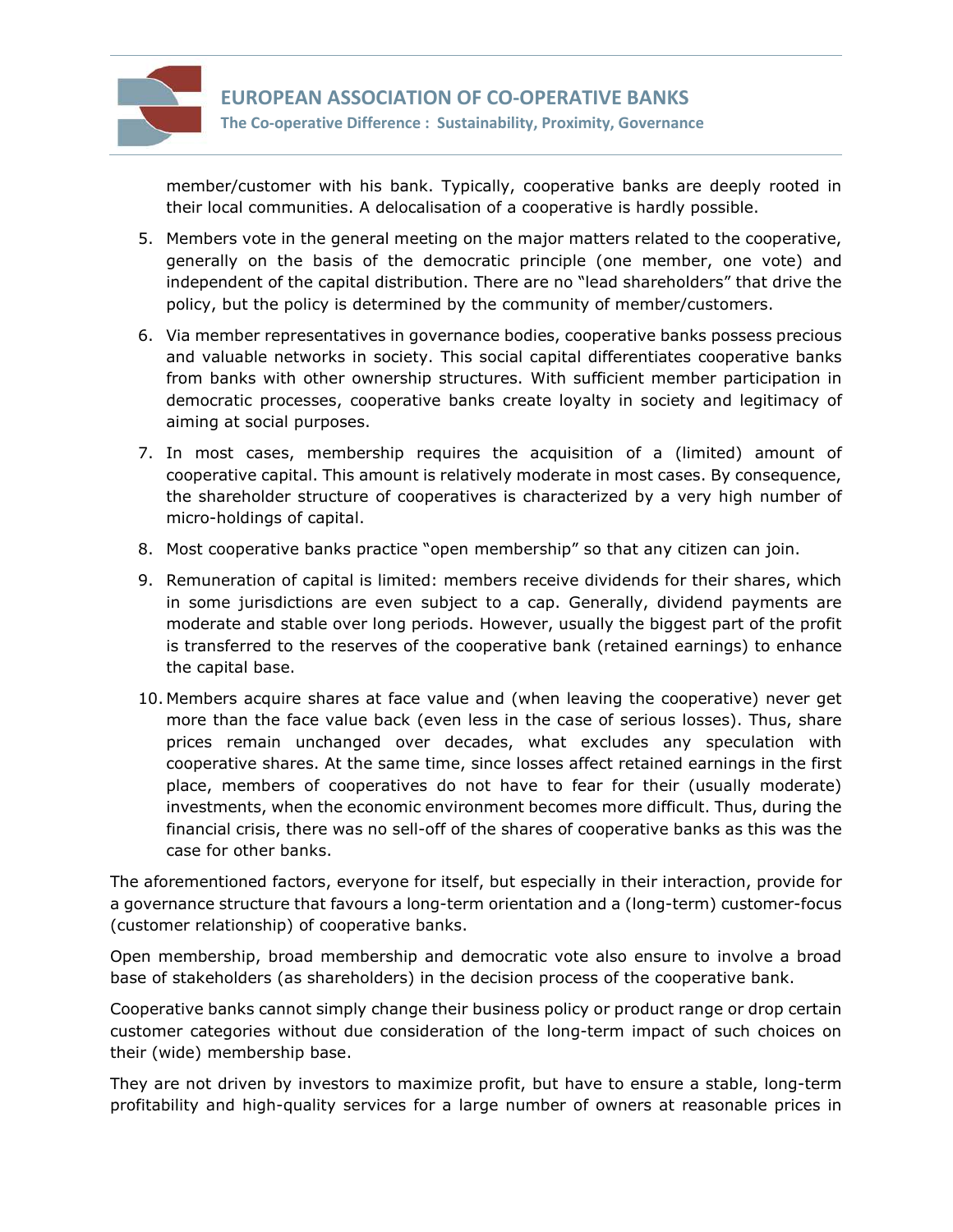member/customer with his bank. Typically, cooperative banks are deeply rooted in their local communities. A delocalisation of a cooperative is hardly possible.

5. Members vote in the general meeting on the major matters related to the cooperative, generally on the basis of the democratic principle (one member, one vote) and independent of the capital distribution. There are no "lead shareholders" that drive the policy, but the policy is determined by the community of member/customers.
6. Via member representatives in governance bodies, cooperative banks possess precious and valuable networks in society. This social capital differentiates cooperative banks from banks with other ownership structures. With sufficient member participation in democratic processes, cooperative banks create loyalty in society and legitimacy of aiming at social purposes.
7. In most cases, membership requires the acquisition of a (limited) amount of cooperative capital. This amount is relatively moderate in most cases. By consequence, the shareholder structure of cooperatives is characterized by a very high number of micro-holdings of capital.
8. Most cooperative banks practice "open membership" so that any citizen can join.
9. Remuneration of capital is limited: members receive dividends for their shares, which in some jurisdictions are even subject to a cap. Generally, dividend payments are moderate and stable over long periods. However, usually the biggest part of the profit is transferred to the reserves of the cooperative bank (retained earnings) to enhance the capital base.
10. Members acquire shares at face value and (when leaving the cooperative) never get more than the face value back (even less in the case of serious losses). Thus, share prices remain unchanged over decades, what excludes any speculation with cooperative shares. At the same time, since losses affect retained earnings in the first place, members of cooperatives do not have to fear for their (usually moderate) investments, when the economic environment becomes more difficult. Thus, during the financial crisis, there was no sell-off of the shares of cooperative banks as this was the case for other banks.

The aforementioned factors, everyone for itself, but especially in their interaction, provide for a governance structure that favours a long-term orientation and a (long-term) customer-focus (customer relationship) of cooperative banks.

Open membership, broad membership and democratic vote also ensure to involve a broad base of stakeholders (as shareholders) in the decision process of the cooperative bank.

Cooperative banks cannot simply change their business policy or product range or drop certain customer categories without due consideration of the long-term impact of such choices on their (wide) membership base.

They are not driven by investors to maximize profit, but have to ensure a stable, long-term profitability and high-quality services for a large number of owners at reasonable prices in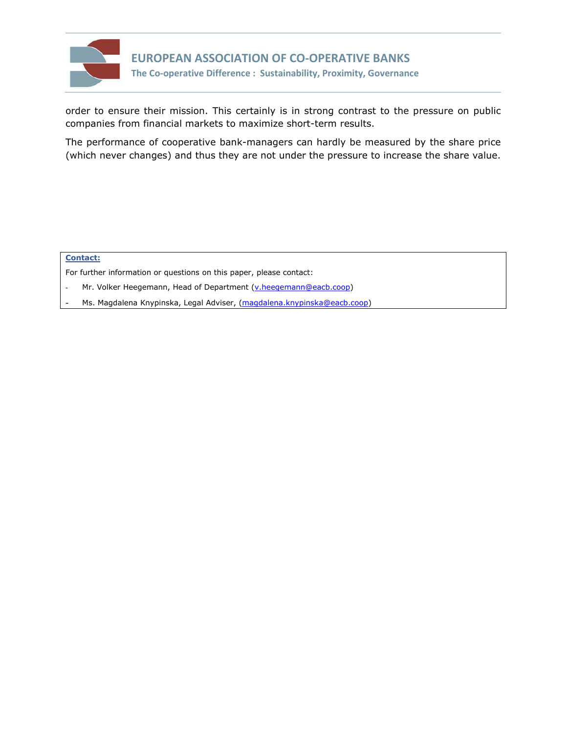order to ensure their mission. This certainly is in strong contrast to the pressure on public companies from financial markets to maximize short-term results.

The performance of cooperative bank-managers can hardly be measured by the share price (which never changes) and thus they are not under the pressure to increase the share value.

**Contact:**

For further information or questions on this paper, please contact:

- Mr. Volker Heegemann, Head of Department (v.heegemann@eacb.coop)
- Ms. Magdalena Knypinska, Legal Adviser, (magdalena.knypinska@eacb.coop)